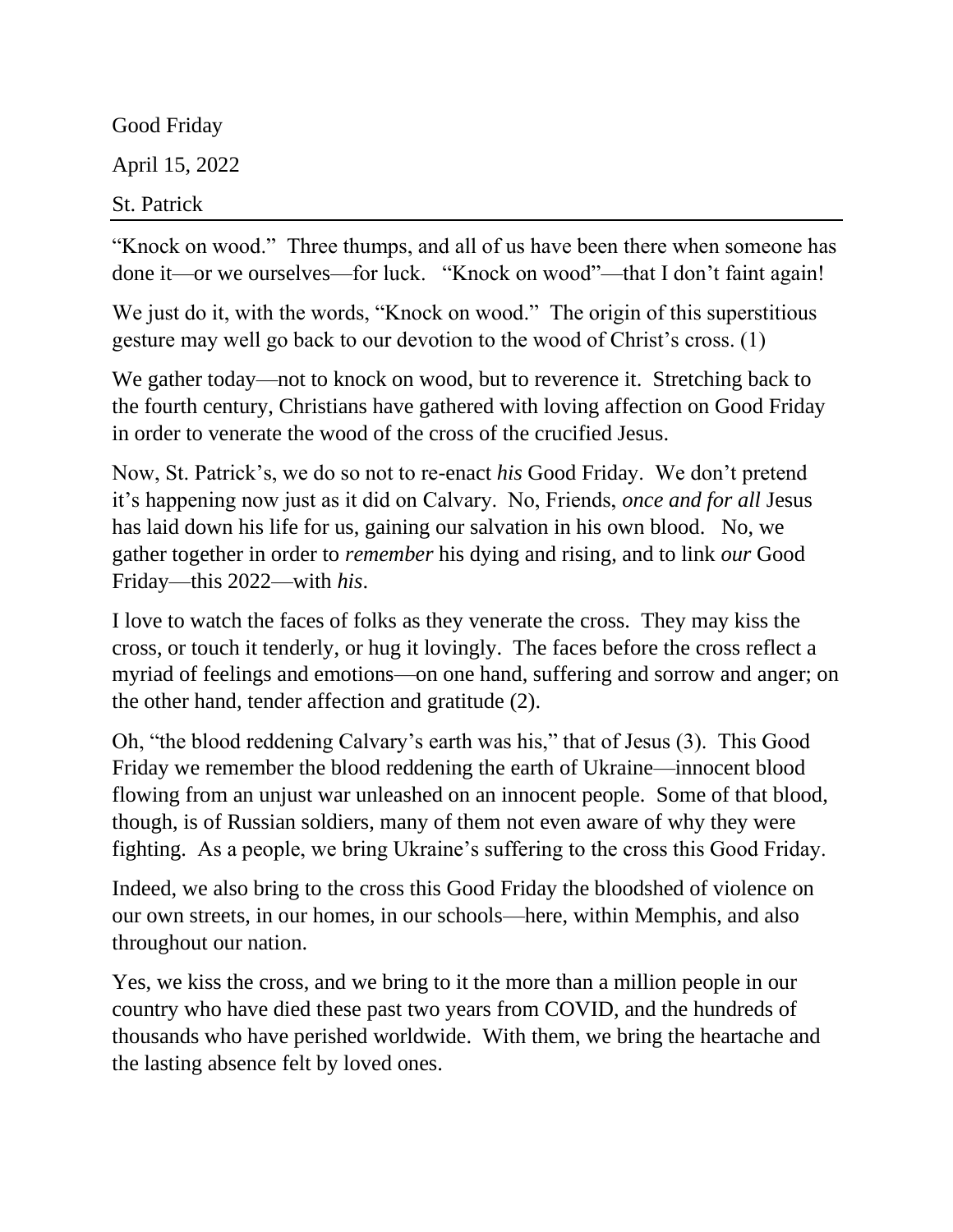Good Friday

April 15, 2022

St. Patrick

---

"Knock on wood." Three thumps, and all of us have been there when someone has done it—or we ourselves—for luck. "Knock on wood"—that I don't faint again!

We just do it, with the words, "Knock on wood." The origin of this superstitious gesture may well go back to our devotion to the wood of Christ's cross. (1)

We gather today—not to knock on wood, but to reverence it. Stretching back to the fourth century, Christians have gathered with loving affection on Good Friday in order to venerate the wood of the cross of the crucified Jesus.

Now, St. Patrick's, we do so not to re-enact *his* Good Friday. We don't pretend it's happening now just as it did on Calvary. No, Friends, *once and for all* Jesus has laid down his life for us, gaining our salvation in his own blood. No, we gather together in order to *remember* his dying and rising, and to link *our* Good Friday—this 2022—with *his*.

I love to watch the faces of folks as they venerate the cross. They may kiss the cross, or touch it tenderly, or hug it lovingly. The faces before the cross reflect a myriad of feelings and emotions—on one hand, suffering and sorrow and anger; on the other hand, tender affection and gratitude (2).

Oh, "the blood reddening Calvary's earth was his," that of Jesus (3). This Good Friday we remember the blood reddening the earth of Ukraine—innocent blood flowing from an unjust war unleashed on an innocent people. Some of that blood, though, is of Russian soldiers, many of them not even aware of why they were fighting. As a people, we bring Ukraine's suffering to the cross this Good Friday.

Indeed, we also bring to the cross this Good Friday the bloodshed of violence on our own streets, in our homes, in our schools—here, within Memphis, and also throughout our nation.

Yes, we kiss the cross, and we bring to it the more than a million people in our country who have died these past two years from COVID, and the hundreds of thousands who have perished worldwide. With them, we bring the heartache and the lasting absence felt by loved ones.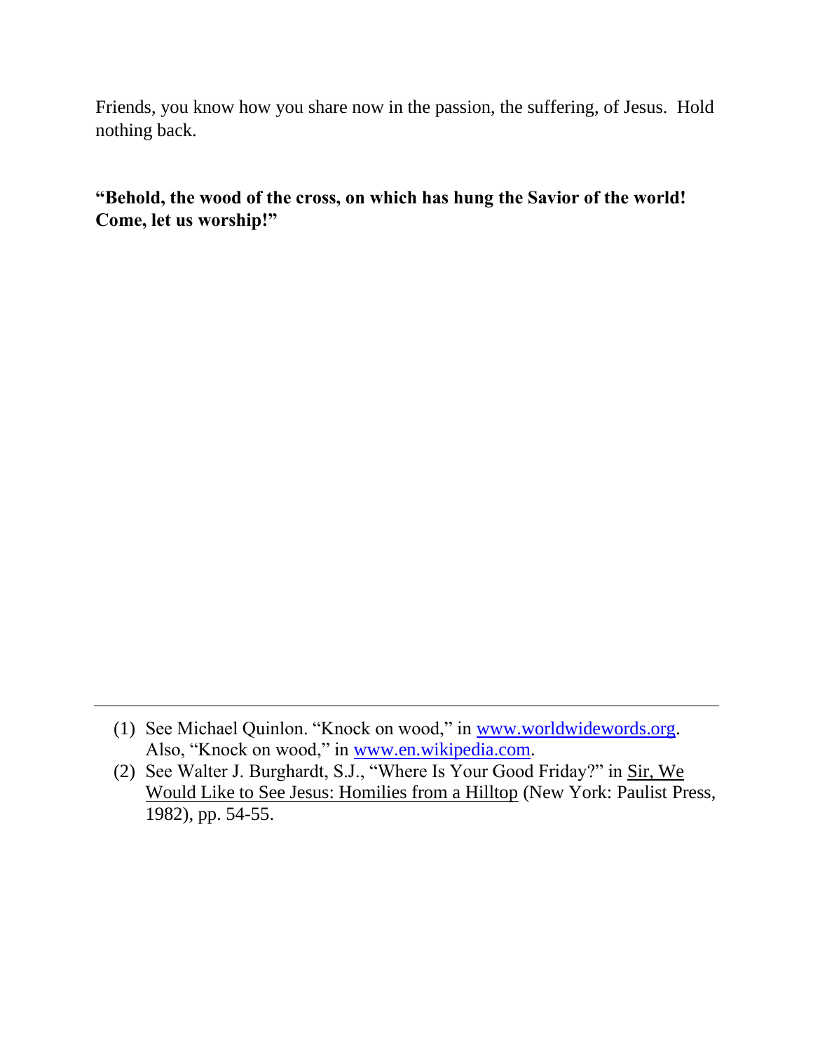Friends, you know how you share now in the passion, the suffering, of Jesus.  Hold nothing back.

**"Behold, the wood of the cross, on which has hung the Savior of the world! Come, let us worship!"**

---

(1) See Michael Quinlon. "Knock on wood," in www.worldwidewords.org. Also, "Knock on wood," in www.en.wikipedia.com.

(2) See Walter J. Burghardt, S.J., "Where Is Your Good Friday?" in Sir, We Would Like to See Jesus: Homilies from a Hilltop (New York: Paulist Press, 1982), pp. 54-55.